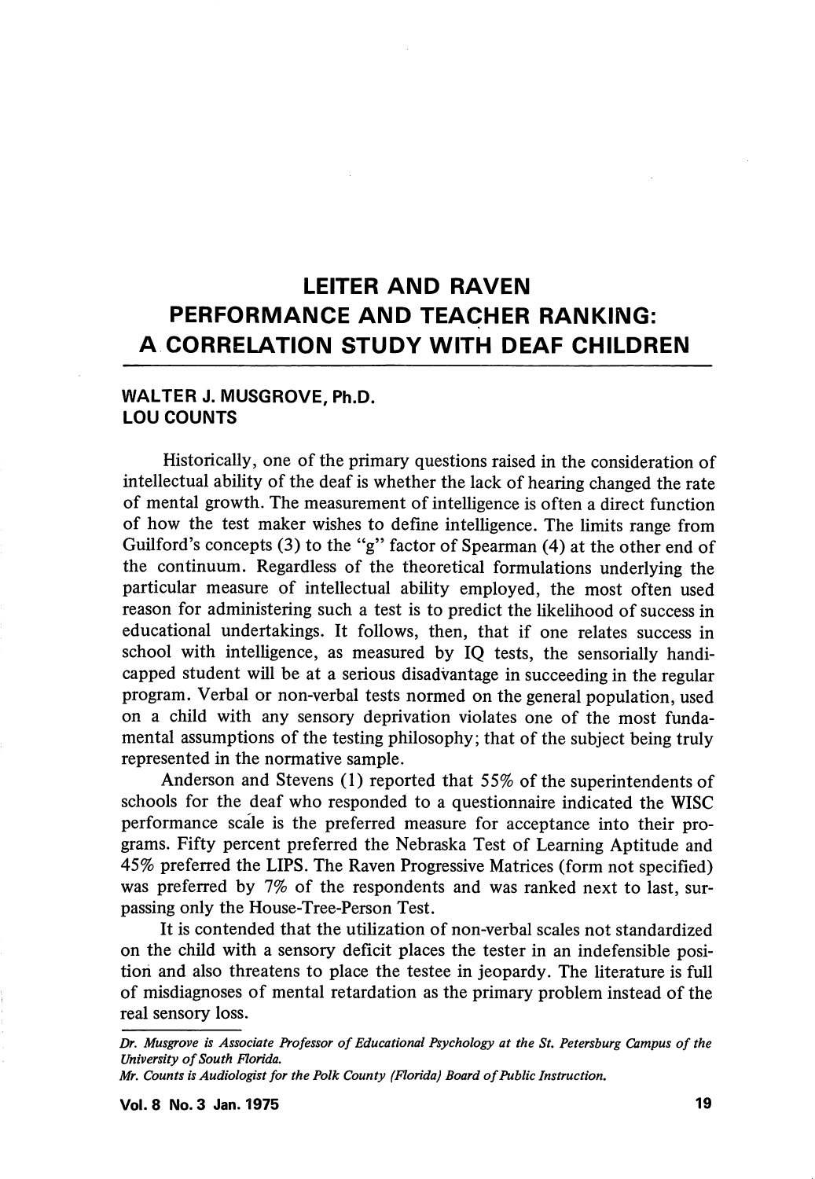# LEITER AND RAVEN PERFORMANCE AND TEACHER RANKING: A CORRELATION STUDY WITH DEAF CHILDREN

**WALTER J. MUSGROVE, Ph.D.**
**LOU COUNTS**

Historically, one of the primary questions raised in the consideration of intellectual ability of the deaf is whether the lack of hearing changed the rate of mental growth. The measurement of intelligence is often a direct function of how the test maker wishes to define intelligence. The limits range from Guilford's concepts (3) to the "g" factor of Spearman (4) at the other end of the continuum. Regardless of the theoretical formulations underlying the particular measure of intellectual ability employed, the most often used reason for administering such a test is to predict the likelihood of success in educational undertakings. It follows, then, that if one relates success in school with intelligence, as measured by IQ tests, the sensorially handicapped student will be at a serious disadvantage in succeeding in the regular program. Verbal or non-verbal tests normed on the general population, used on a child with any sensory deprivation violates one of the most fundamental assumptions of the testing philosophy; that of the subject being truly represented in the normative sample.

Anderson and Stevens (1) reported that 55% of the superintendents of schools for the deaf who responded to a questionnaire indicated the WISC performance scale is the preferred measure for acceptance into their programs. Fifty percent preferred the Nebraska Test of Learning Aptitude and 45% preferred the LIPS. The Raven Progressive Matrices (form not specified) was preferred by 7% of the respondents and was ranked next to last, surpassing only the House-Tree-Person Test.

It is contended that the utilization of non-verbal scales not standardized on the child with a sensory deficit places the tester in an indefensible position and also threatens to place the testee in jeopardy. The literature is full of misdiagnoses of mental retardation as the primary problem instead of the real sensory loss.

---

*Dr. Musgrove is Associate Professor of Educational Psychology at the St. Petersburg Campus of the University of South Florida.*

*Mr. Counts is Audiologist for the Polk County (Florida) Board of Public Instruction.*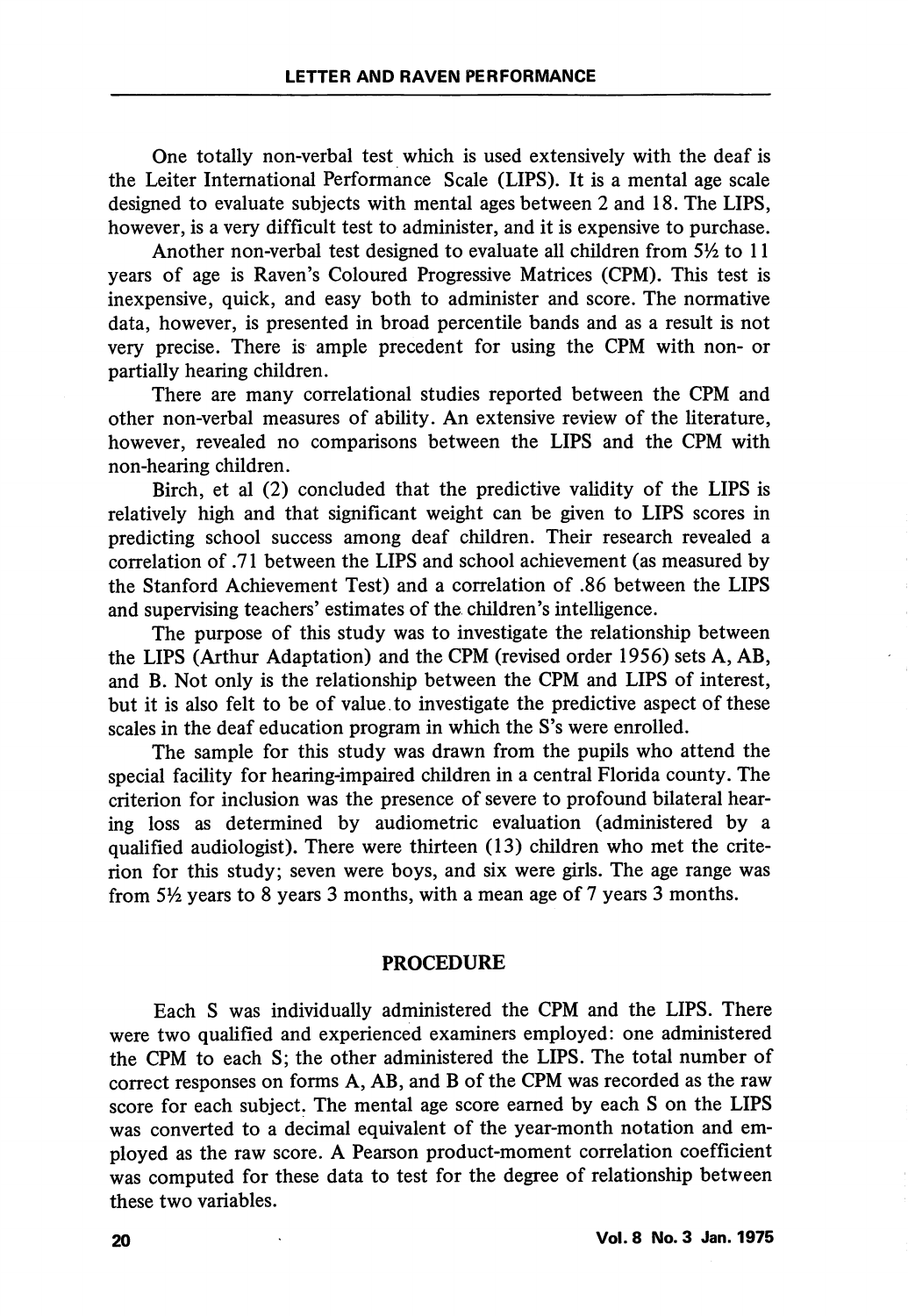One totally non-verbal test which is used extensively with the deaf is the Leiter International Performance Scale (LIPS). It is a mental age scale designed to evaluate subjects with mental ages between 2 and 18. The LIPS, however, is a very difficult test to administer, and it is expensive to purchase.

Another non-verbal test designed to evaluate all children from 5½ to 11 years of age is Raven's Coloured Progressive Matrices (CPM). This test is inexpensive, quick, and easy both to administer and score. The normative data, however, is presented in broad percentile bands and as a result is not very precise. There is ample precedent for using the CPM with non- or partially hearing children.

There are many correlational studies reported between the CPM and other non-verbal measures of ability. An extensive review of the literature, however, revealed no comparisons between the LIPS and the CPM with non-hearing children.

Birch, et al (2) concluded that the predictive validity of the LIPS is relatively high and that significant weight can be given to LIPS scores in predicting school success among deaf children. Their research revealed a correlation of .71 between the LIPS and school achievement (as measured by the Stanford Achievement Test) and a correlation of .86 between the LIPS and supervising teachers' estimates of the children's intelligence.

The purpose of this study was to investigate the relationship between the LIPS (Arthur Adaptation) and the CPM (revised order 1956) sets A, AB, and B. Not only is the relationship between the CPM and LIPS of interest, but it is also felt to be of value to investigate the predictive aspect of these scales in the deaf education program in which the S's were enrolled.

The sample for this study was drawn from the pupils who attend the special facility for hearing-impaired children in a central Florida county. The criterion for inclusion was the presence of severe to profound bilateral hearing loss as determined by audiometric evaluation (administered by a qualified audiologist). There were thirteen (13) children who met the criterion for this study; seven were boys, and six were girls. The age range was from 5½ years to 8 years 3 months, with a mean age of 7 years 3 months.

## PROCEDURE

Each S was individually administered the CPM and the LIPS. There were two qualified and experienced examiners employed: one administered the CPM to each S; the other administered the LIPS. The total number of correct responses on forms A, AB, and B of the CPM was recorded as the raw score for each subject. The mental age score earned by each S on the LIPS was converted to a decimal equivalent of the year-month notation and employed as the raw score. A Pearson product-moment correlation coefficient was computed for these data to test for the degree of relationship between these two variables.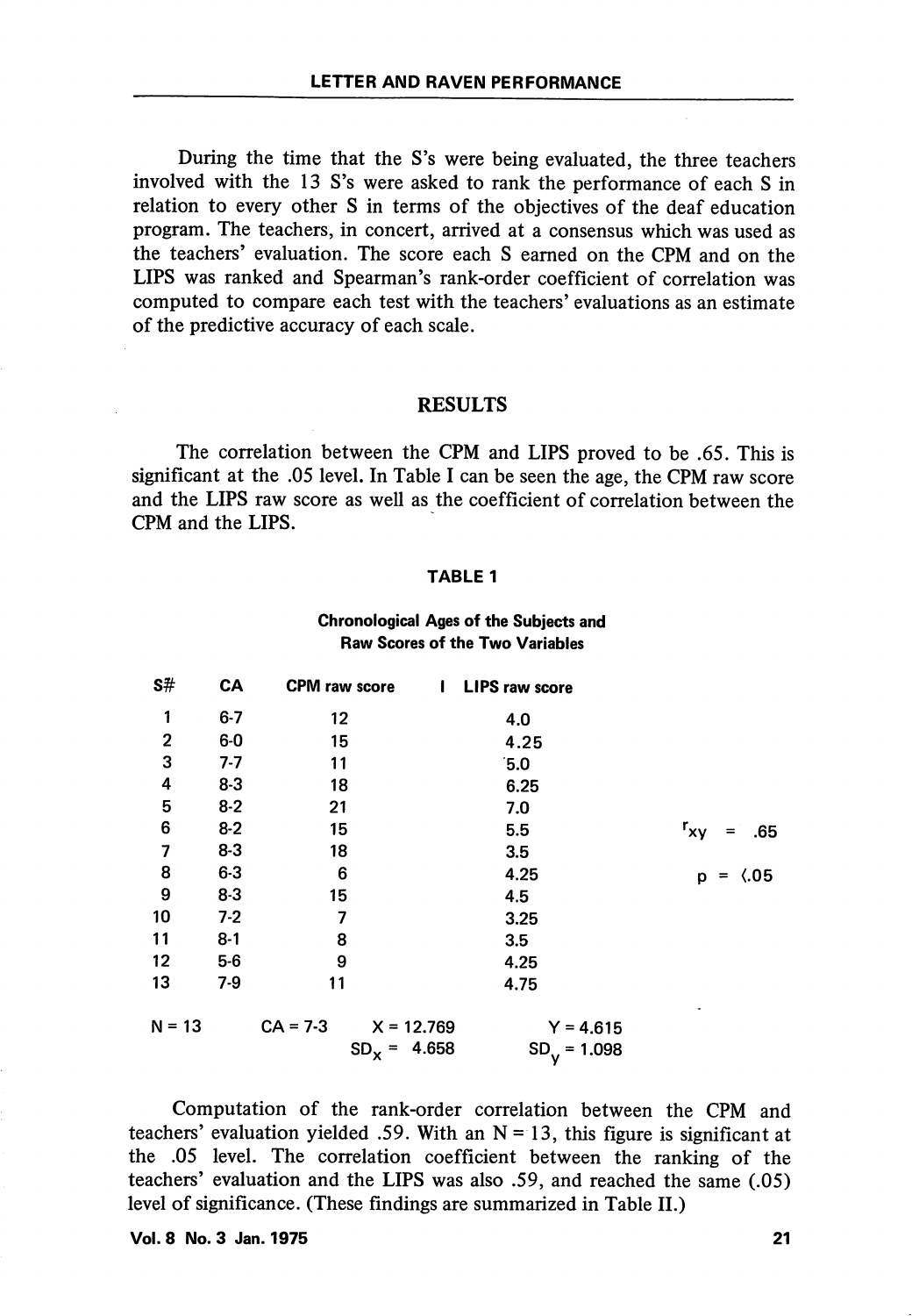During the time that the S's were being evaluated, the three teachers involved with the 13 S's were asked to rank the performance of each S in relation to every other S in terms of the objectives of the deaf education program. The teachers, in concert, arrived at a consensus which was used as the teachers' evaluation. The score each S earned on the CPM and on the LIPS was ranked and Spearman's rank-order coefficient of correlation was computed to compare each test with the teachers' evaluations as an estimate of the predictive accuracy of each scale.

## RESULTS

The correlation between the CPM and LIPS proved to be .65. This is significant at the .05 level. In Table I can be seen the age, the CPM raw score and the LIPS raw score as well as the coefficient of correlation between the CPM and the LIPS.

**TABLE 1**

**Chronological Ages of the Subjects and Raw Scores of the Two Variables**

| S# | CA | CPM raw score | LIPS raw score | |
|---|---|---|---|---|
| 1 | 6-7 | 12 | 4.0 | |
| 2 | 6-0 | 15 | 4.25 | |
| 3 | 7-7 | 11 | 5.0 | |
| 4 | 8-3 | 18 | 6.25 | |
| 5 | 8-2 | 21 | 7.0 | |
| 6 | 8-2 | 15 | 5.5 | $r_{xy}$ = .65 |
| 7 | 8-3 | 18 | 3.5 | |
| 8 | 6-3 | 6 | 4.25 | $p$ = ⟨.05 |
| 9 | 8-3 | 15 | 4.5 | |
| 10 | 7-2 | 7 | 3.25 | |
| 11 | 8-1 | 8 | 3.5 | |
| 12 | 5-6 | 9 | 4.25 | |
| 13 | 7-9 | 11 | 4.75 | |
| N = 13 | CA = 7-3 | X = 12.769<br>$SD_x$ = 4.658 | Y = 4.615<br>$SD_y$ = 1.098 | |

Computation of the rank-order correlation between the CPM and teachers' evaluation yielded .59. With an N = 13, this figure is significant at the .05 level. The correlation coefficient between the ranking of the teachers' evaluation and the LIPS was also .59, and reached the same (.05) level of significance. (These findings are summarized in Table II.)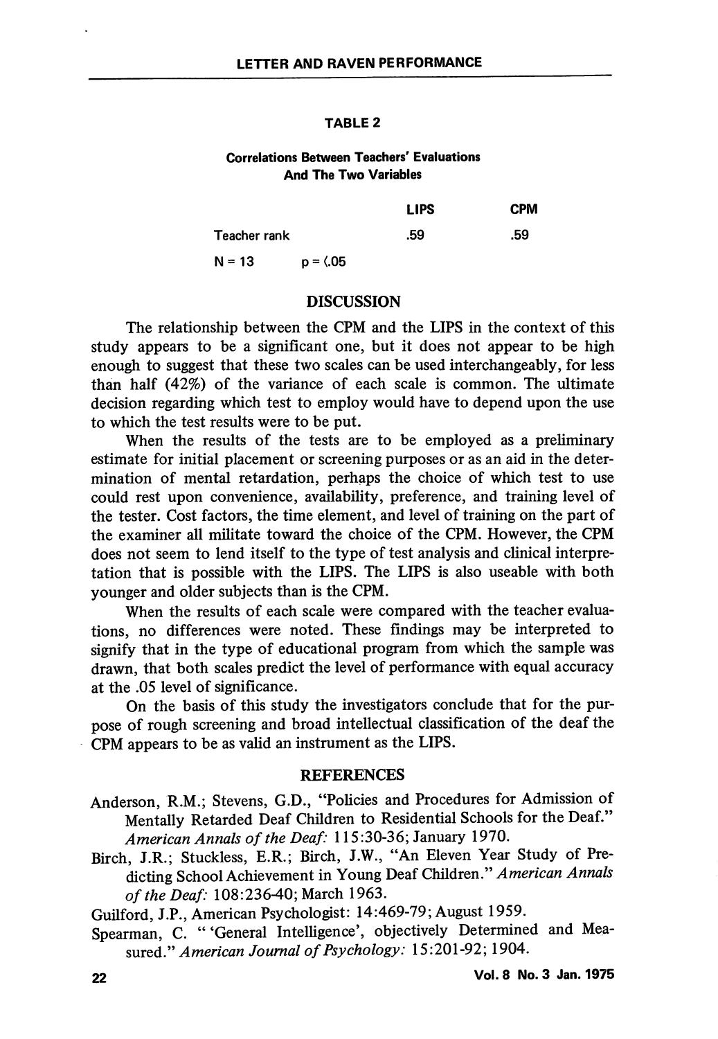**TABLE 2**

**Correlations Between Teachers' Evaluations And The Two Variables**

| | LIPS | CPM |
|---|---|---|
| Teacher rank | .59 | .59 |

N = 13 $p = (.05$

## DISCUSSION

The relationship between the CPM and the LIPS in the context of this study appears to be a significant one, but it does not appear to be high enough to suggest that these two scales can be used interchangeably, for less than half (42%) of the variance of each scale is common. The ultimate decision regarding which test to employ would have to depend upon the use to which the test results were to be put.

When the results of the tests are to be employed as a preliminary estimate for initial placement or screening purposes or as an aid in the determination of mental retardation, perhaps the choice of which test to use could rest upon convenience, availability, preference, and training level of the tester. Cost factors, the time element, and level of training on the part of the examiner all militate toward the choice of the CPM. However, the CPM does not seem to lend itself to the type of test analysis and clinical interpretation that is possible with the LIPS. The LIPS is also useable with both younger and older subjects than is the CPM.

When the results of each scale were compared with the teacher evaluations, no differences were noted. These findings may be interpreted to signify that in the type of educational program from which the sample was drawn, that both scales predict the level of performance with equal accuracy at the .05 level of significance.

On the basis of this study the investigators conclude that for the purpose of rough screening and broad intellectual classification of the deaf the CPM appears to be as valid an instrument as the LIPS.

## REFERENCES

Anderson, R.M.; Stevens, G.D., "Policies and Procedures for Admission of Mentally Retarded Deaf Children to Residential Schools for the Deaf." *American Annals of the Deaf:* 115:30-36; January 1970.

Birch, J.R.; Stuckless, E.R.; Birch, J.W., "An Eleven Year Study of Predicting School Achievement in Young Deaf Children." *American Annals of the Deaf:* 108:236-40; March 1963.

Guilford, J.P., American Psychologist: 14:469-79; August 1959.

Spearman, C. " 'General Intelligence', objectively Determined and Measured." *American Journal of Psychology:* 15:201-92; 1904.